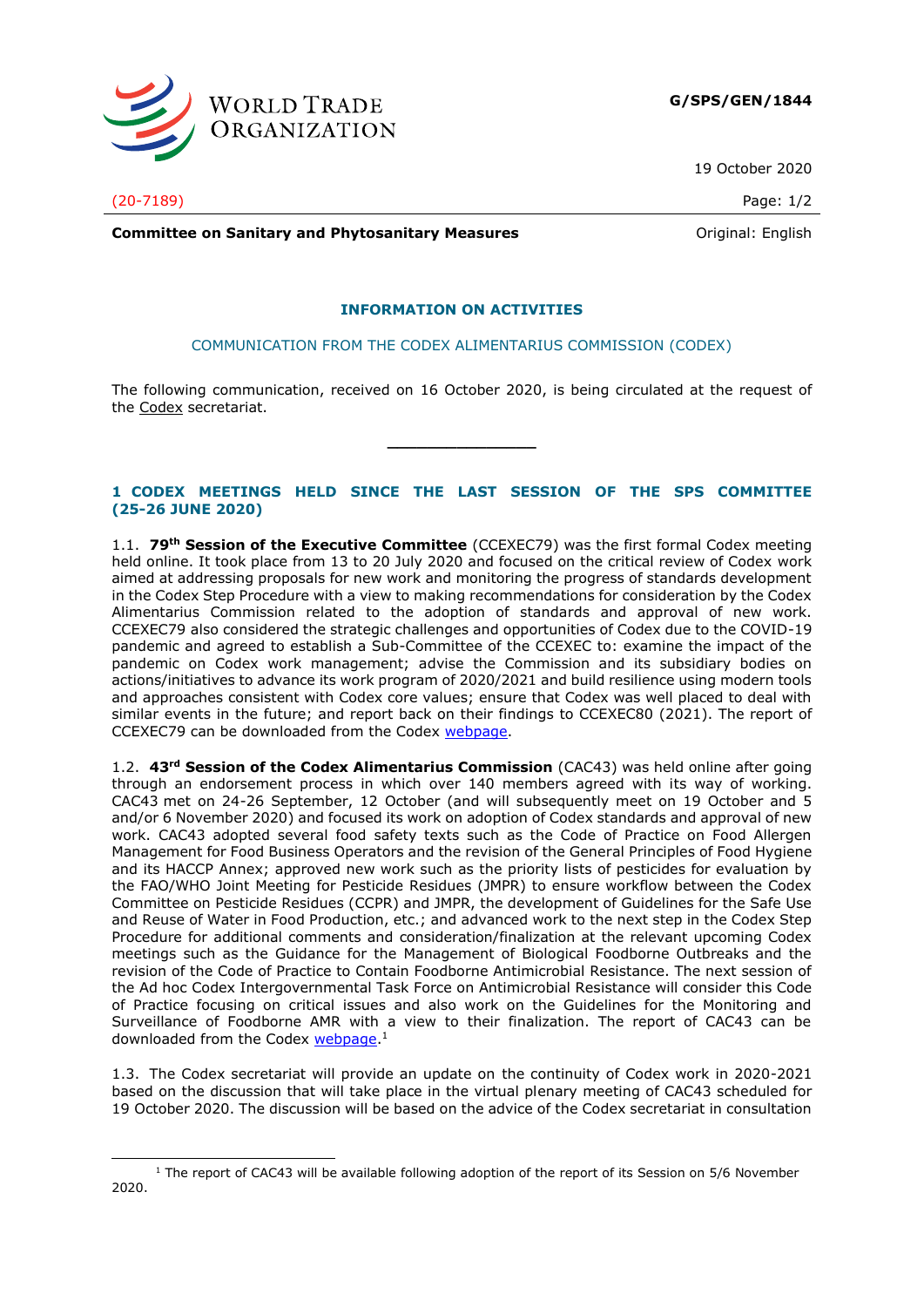G/SPS/GEN/1844

19 October 2020

(20-7189)

**Committee on Sanitary and Phytosanitary Measures** Original: English

## INFORMATION ON ACTIVITIES

### COMMUNICATION FROM THE CODEX ALIMENTARIUS COMMISSION (CODEX)

The following communication, received on 16 October 2020, is being circulated at the request of the Codex secretariat.

---

## 1 CODEX MEETINGS HELD SINCE THE LAST SESSION OF THE SPS COMMITTEE (25-26 JUNE 2020)

1.1. **79th Session of the Executive Committee** (CCEXEC79) was the first formal Codex meeting held online. It took place from 13 to 20 July 2020 and focused on the critical review of Codex work aimed at addressing proposals for new work and monitoring the progress of standards development in the Codex Step Procedure with a view to making recommendations for consideration by the Codex Alimentarius Commission related to the adoption of standards and approval of new work. CCEXEC79 also considered the strategic challenges and opportunities of Codex due to the COVID-19 pandemic and agreed to establish a Sub-Committee of the CCEXEC to: examine the impact of the pandemic on Codex work management; advise the Commission and its subsidiary bodies on actions/initiatives to advance its work program of 2020/2021 and build resilience using modern tools and approaches consistent with Codex core values; ensure that Codex was well placed to deal with similar events in the future; and report back on their findings to CCEXEC80 (2021). The report of CCEXEC79 can be downloaded from the Codex webpage.

1.2. **43rd Session of the Codex Alimentarius Commission** (CAC43) was held online after going through an endorsement process in which over 140 members agreed with its way of working. CAC43 met on 24-26 September, 12 October (and will subsequently meet on 19 October and 5 and/or 6 November 2020) and focused its work on adoption of Codex standards and approval of new work. CAC43 adopted several food safety texts such as the Code of Practice on Food Allergen Management for Food Business Operators and the revision of the General Principles of Food Hygiene and its HACCP Annex; approved new work such as the priority lists of pesticides for evaluation by the FAO/WHO Joint Meeting for Pesticide Residues (JMPR) to ensure workflow between the Codex Committee on Pesticide Residues (CCPR) and JMPR, the development of Guidelines for the Safe Use and Reuse of Water in Food Production, etc.; and advanced work to the next step in the Codex Step Procedure for additional comments and consideration/finalization at the relevant upcoming Codex meetings such as the Guidance for the Management of Biological Foodborne Outbreaks and the revision of the Code of Practice to Contain Foodborne Antimicrobial Resistance. The next session of the Ad hoc Codex Intergovernmental Task Force on Antimicrobial Resistance will consider this Code of Practice focusing on critical issues and also work on the Guidelines for the Monitoring and Surveillance of Foodborne AMR with a view to their finalization. The report of CAC43 can be downloaded from the Codex webpage.[1]

1.3. The Codex secretariat will provide an update on the continuity of Codex work in 2020-2021 based on the discussion that will take place in the virtual plenary meeting of CAC43 scheduled for 19 October 2020. The discussion will be based on the advice of the Codex secretariat in consultation

---

[1] The report of CAC43 will be available following adoption of the report of its Session on 5/6 November 2020.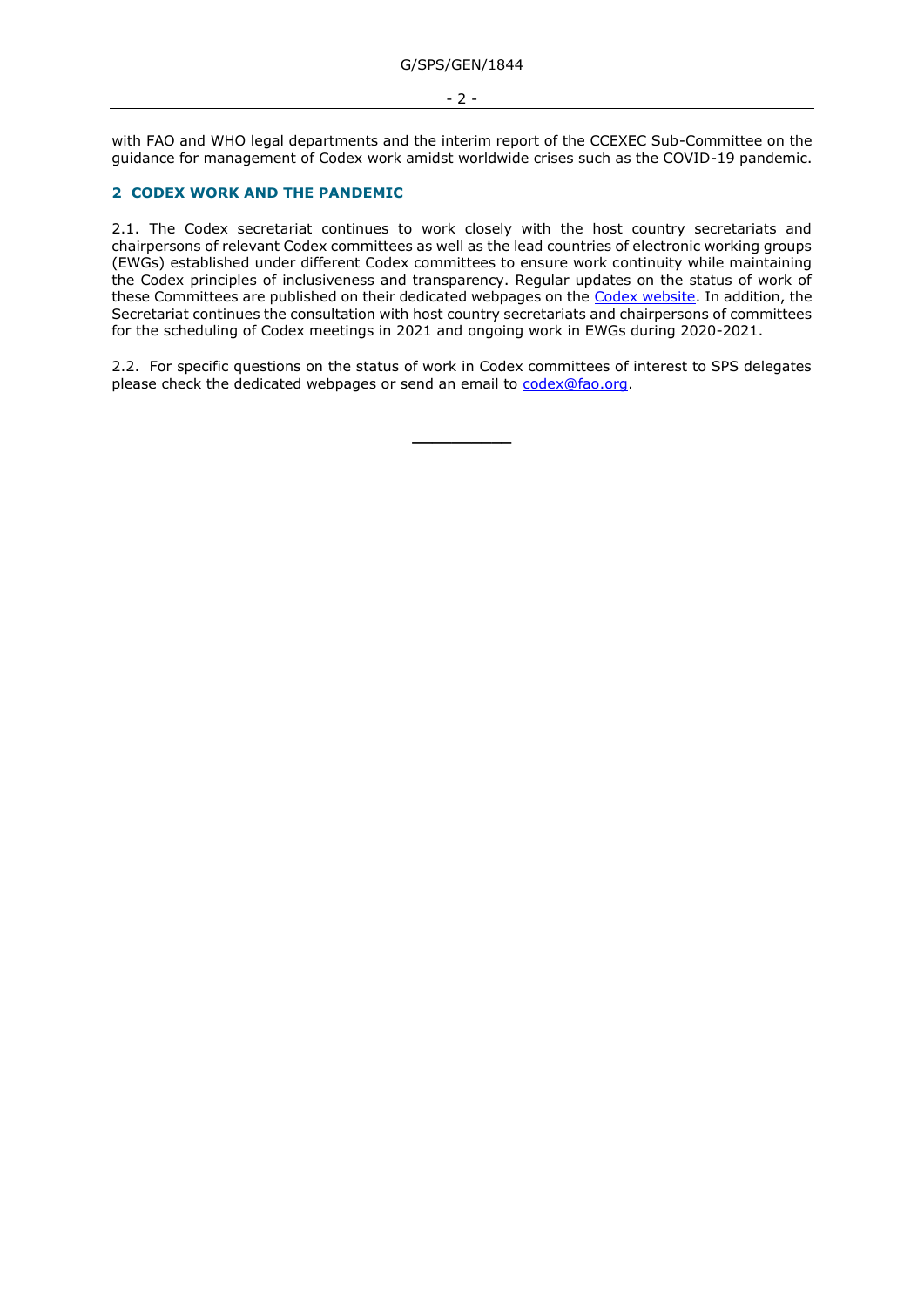with FAO and WHO legal departments and the interim report of the CCEXEC Sub-Committee on the guidance for management of Codex work amidst worldwide crises such as the COVID-19 pandemic.

## 2 CODEX WORK AND THE PANDEMIC

2.1. The Codex secretariat continues to work closely with the host country secretariats and chairpersons of relevant Codex committees as well as the lead countries of electronic working groups (EWGs) established under different Codex committees to ensure work continuity while maintaining the Codex principles of inclusiveness and transparency. Regular updates on the status of work of these Committees are published on their dedicated webpages on the Codex website. In addition, the Secretariat continues the consultation with host country secretariats and chairpersons of committees for the scheduling of Codex meetings in 2021 and ongoing work in EWGs during 2020-2021.

2.2. For specific questions on the status of work in Codex committees of interest to SPS delegates please check the dedicated webpages or send an email to codex@fao.org.

---